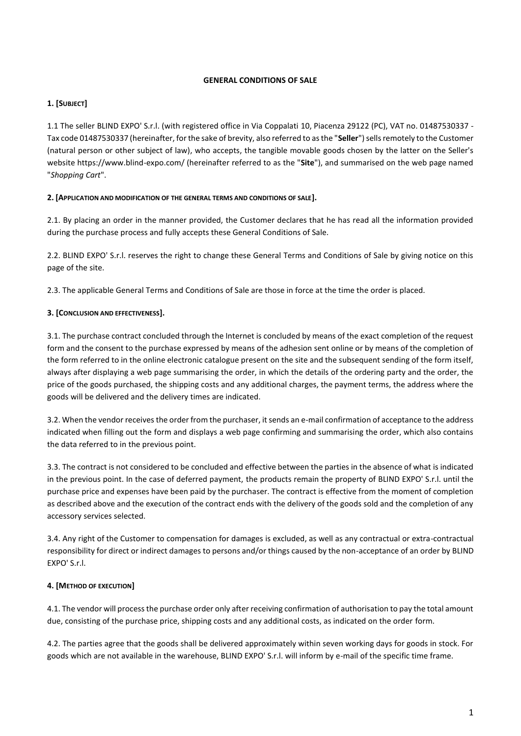# GENERAL CONDITIONS OF SALE

## 1. [SUBJECT]

1.1 The seller BLIND EXPO' S.r.l. (with registered office in Via Coppalati 10, Piacenza 29122 (PC), VAT no. 01487530337 - Tax code 01487530337 (hereinafter, for the sake of brevity, also referred to as the "**Seller**") sells remotely to the Customer (natural person or other subject of law), who accepts, the tangible movable goods chosen by the latter on the Seller's website https://www.blind-expo.com/ (hereinafter referred to as the "**Site**"), and summarised on the web page named "*Shopping Cart*".

## 2. [APPLICATION AND MODIFICATION OF THE GENERAL TERMS AND CONDITIONS OF SALE].

2.1. By placing an order in the manner provided, the Customer declares that he has read all the information provided during the purchase process and fully accepts these General Conditions of Sale.

2.2. BLIND EXPO' S.r.l. reserves the right to change these General Terms and Conditions of Sale by giving notice on this page of the site.

2.3. The applicable General Terms and Conditions of Sale are those in force at the time the order is placed.

## 3. [CONCLUSION AND EFFECTIVENESS].

3.1. The purchase contract concluded through the Internet is concluded by means of the exact completion of the request form and the consent to the purchase expressed by means of the adhesion sent online or by means of the completion of the form referred to in the online electronic catalogue present on the site and the subsequent sending of the form itself, always after displaying a web page summarising the order, in which the details of the ordering party and the order, the price of the goods purchased, the shipping costs and any additional charges, the payment terms, the address where the goods will be delivered and the delivery times are indicated.

3.2. When the vendor receives the order from the purchaser, it sends an e-mail confirmation of acceptance to the address indicated when filling out the form and displays a web page confirming and summarising the order, which also contains the data referred to in the previous point.

3.3. The contract is not considered to be concluded and effective between the parties in the absence of what is indicated in the previous point. In the case of deferred payment, the products remain the property of BLIND EXPO' S.r.l. until the purchase price and expenses have been paid by the purchaser. The contract is effective from the moment of completion as described above and the execution of the contract ends with the delivery of the goods sold and the completion of any accessory services selected.

3.4. Any right of the Customer to compensation for damages is excluded, as well as any contractual or extra-contractual responsibility for direct or indirect damages to persons and/or things caused by the non-acceptance of an order by BLIND EXPO' S.r.l.

## 4. [METHOD OF EXECUTION]

4.1. The vendor will process the purchase order only after receiving confirmation of authorisation to pay the total amount due, consisting of the purchase price, shipping costs and any additional costs, as indicated on the order form.

4.2. The parties agree that the goods shall be delivered approximately within seven working days for goods in stock. For goods which are not available in the warehouse, BLIND EXPO' S.r.l. will inform by e-mail of the specific time frame.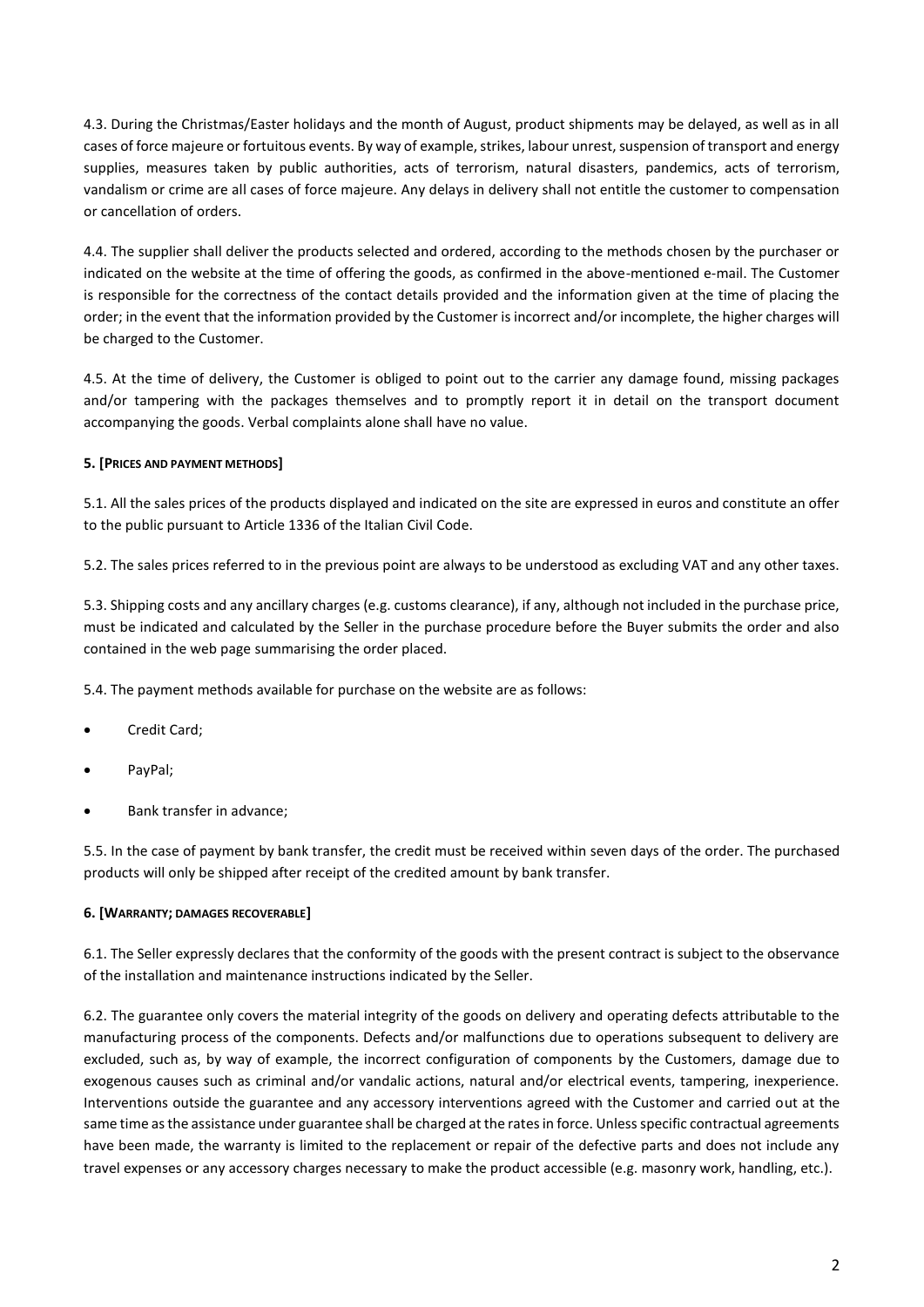4.3. During the Christmas/Easter holidays and the month of August, product shipments may be delayed, as well as in all cases of force majeure or fortuitous events. By way of example, strikes, labour unrest, suspension of transport and energy supplies, measures taken by public authorities, acts of terrorism, natural disasters, pandemics, acts of terrorism, vandalism or crime are all cases of force majeure. Any delays in delivery shall not entitle the customer to compensation or cancellation of orders.

4.4. The supplier shall deliver the products selected and ordered, according to the methods chosen by the purchaser or indicated on the website at the time of offering the goods, as confirmed in the above-mentioned e-mail. The Customer is responsible for the correctness of the contact details provided and the information given at the time of placing the order; in the event that the information provided by the Customer is incorrect and/or incomplete, the higher charges will be charged to the Customer.

4.5. At the time of delivery, the Customer is obliged to point out to the carrier any damage found, missing packages and/or tampering with the packages themselves and to promptly report it in detail on the transport document accompanying the goods. Verbal complaints alone shall have no value.

**5. [PRICES AND PAYMENT METHODS]**

5.1. All the sales prices of the products displayed and indicated on the site are expressed in euros and constitute an offer to the public pursuant to Article 1336 of the Italian Civil Code.

5.2. The sales prices referred to in the previous point are always to be understood as excluding VAT and any other taxes.

5.3. Shipping costs and any ancillary charges (e.g. customs clearance), if any, although not included in the purchase price, must be indicated and calculated by the Seller in the purchase procedure before the Buyer submits the order and also contained in the web page summarising the order placed.

5.4. The payment methods available for purchase on the website are as follows:

- Credit Card;
- PayPal;
- Bank transfer in advance;

5.5. In the case of payment by bank transfer, the credit must be received within seven days of the order. The purchased products will only be shipped after receipt of the credited amount by bank transfer.

**6. [WARRANTY; DAMAGES RECOVERABLE]**

6.1. The Seller expressly declares that the conformity of the goods with the present contract is subject to the observance of the installation and maintenance instructions indicated by the Seller.

6.2. The guarantee only covers the material integrity of the goods on delivery and operating defects attributable to the manufacturing process of the components. Defects and/or malfunctions due to operations subsequent to delivery are excluded, such as, by way of example, the incorrect configuration of components by the Customers, damage due to exogenous causes such as criminal and/or vandalic actions, natural and/or electrical events, tampering, inexperience. Interventions outside the guarantee and any accessory interventions agreed with the Customer and carried out at the same time as the assistance under guarantee shall be charged at the rates in force. Unless specific contractual agreements have been made, the warranty is limited to the replacement or repair of the defective parts and does not include any travel expenses or any accessory charges necessary to make the product accessible (e.g. masonry work, handling, etc.).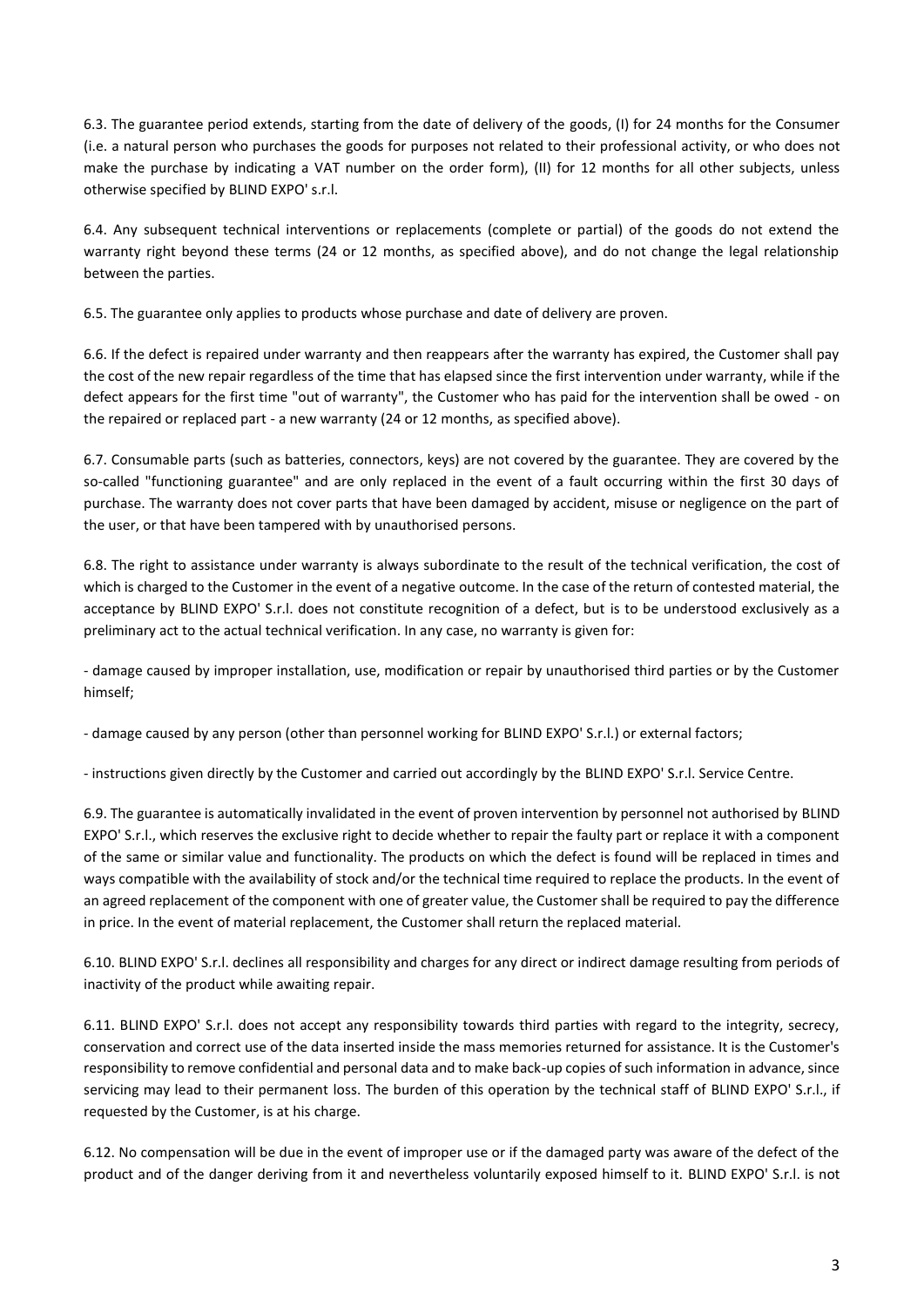6.3. The guarantee period extends, starting from the date of delivery of the goods, (I) for 24 months for the Consumer (i.e. a natural person who purchases the goods for purposes not related to their professional activity, or who does not make the purchase by indicating a VAT number on the order form), (II) for 12 months for all other subjects, unless otherwise specified by BLIND EXPO' s.r.l.

6.4. Any subsequent technical interventions or replacements (complete or partial) of the goods do not extend the warranty right beyond these terms (24 or 12 months, as specified above), and do not change the legal relationship between the parties.

6.5. The guarantee only applies to products whose purchase and date of delivery are proven.

6.6. If the defect is repaired under warranty and then reappears after the warranty has expired, the Customer shall pay the cost of the new repair regardless of the time that has elapsed since the first intervention under warranty, while if the defect appears for the first time "out of warranty", the Customer who has paid for the intervention shall be owed - on the repaired or replaced part - a new warranty (24 or 12 months, as specified above).

6.7. Consumable parts (such as batteries, connectors, keys) are not covered by the guarantee. They are covered by the so-called "functioning guarantee" and are only replaced in the event of a fault occurring within the first 30 days of purchase. The warranty does not cover parts that have been damaged by accident, misuse or negligence on the part of the user, or that have been tampered with by unauthorised persons.

6.8. The right to assistance under warranty is always subordinate to the result of the technical verification, the cost of which is charged to the Customer in the event of a negative outcome. In the case of the return of contested material, the acceptance by BLIND EXPO' S.r.l. does not constitute recognition of a defect, but is to be understood exclusively as a preliminary act to the actual technical verification. In any case, no warranty is given for:

- damage caused by improper installation, use, modification or repair by unauthorised third parties or by the Customer himself;

- damage caused by any person (other than personnel working for BLIND EXPO' S.r.l.) or external factors;

- instructions given directly by the Customer and carried out accordingly by the BLIND EXPO' S.r.l. Service Centre.

6.9. The guarantee is automatically invalidated in the event of proven intervention by personnel not authorised by BLIND EXPO' S.r.l., which reserves the exclusive right to decide whether to repair the faulty part or replace it with a component of the same or similar value and functionality. The products on which the defect is found will be replaced in times and ways compatible with the availability of stock and/or the technical time required to replace the products. In the event of an agreed replacement of the component with one of greater value, the Customer shall be required to pay the difference in price. In the event of material replacement, the Customer shall return the replaced material.

6.10. BLIND EXPO' S.r.l. declines all responsibility and charges for any direct or indirect damage resulting from periods of inactivity of the product while awaiting repair.

6.11. BLIND EXPO' S.r.l. does not accept any responsibility towards third parties with regard to the integrity, secrecy, conservation and correct use of the data inserted inside the mass memories returned for assistance. It is the Customer's responsibility to remove confidential and personal data and to make back-up copies of such information in advance, since servicing may lead to their permanent loss. The burden of this operation by the technical staff of BLIND EXPO' S.r.l., if requested by the Customer, is at his charge.

6.12. No compensation will be due in the event of improper use or if the damaged party was aware of the defect of the product and of the danger deriving from it and nevertheless voluntarily exposed himself to it. BLIND EXPO' S.r.l. is not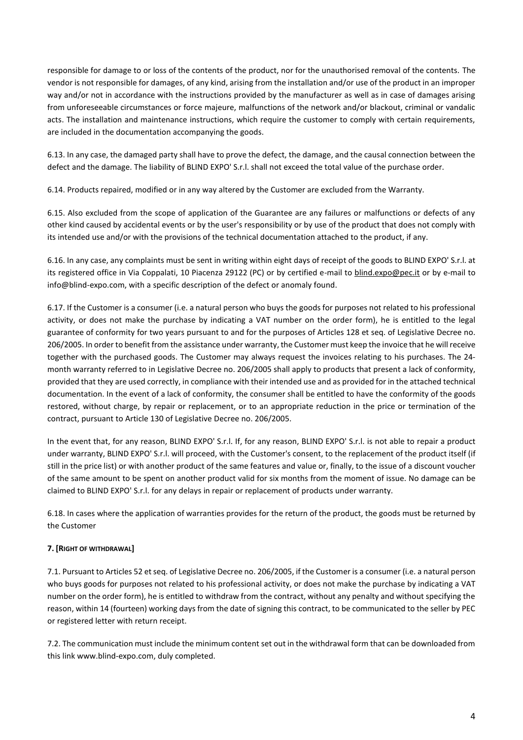responsible for damage to or loss of the contents of the product, nor for the unauthorised removal of the contents. The vendor is not responsible for damages, of any kind, arising from the installation and/or use of the product in an improper way and/or not in accordance with the instructions provided by the manufacturer as well as in case of damages arising from unforeseeable circumstances or force majeure, malfunctions of the network and/or blackout, criminal or vandalic acts. The installation and maintenance instructions, which require the customer to comply with certain requirements, are included in the documentation accompanying the goods.

6.13. In any case, the damaged party shall have to prove the defect, the damage, and the causal connection between the defect and the damage. The liability of BLIND EXPO' S.r.l. shall not exceed the total value of the purchase order.

6.14. Products repaired, modified or in any way altered by the Customer are excluded from the Warranty.

6.15. Also excluded from the scope of application of the Guarantee are any failures or malfunctions or defects of any other kind caused by accidental events or by the user's responsibility or by use of the product that does not comply with its intended use and/or with the provisions of the technical documentation attached to the product, if any.

6.16. In any case, any complaints must be sent in writing within eight days of receipt of the goods to BLIND EXPO' S.r.l. at its registered office in Via Coppalati, 10 Piacenza 29122 (PC) or by certified e-mail to blind.expo@pec.it or by e-mail to info@blind-expo.com, with a specific description of the defect or anomaly found.

6.17. If the Customer is a consumer (i.e. a natural person who buys the goods for purposes not related to his professional activity, or does not make the purchase by indicating a VAT number on the order form), he is entitled to the legal guarantee of conformity for two years pursuant to and for the purposes of Articles 128 et seq. of Legislative Decree no. 206/2005. In order to benefit from the assistance under warranty, the Customer must keep the invoice that he will receive together with the purchased goods. The Customer may always request the invoices relating to his purchases. The 24-month warranty referred to in Legislative Decree no. 206/2005 shall apply to products that present a lack of conformity, provided that they are used correctly, in compliance with their intended use and as provided for in the attached technical documentation. In the event of a lack of conformity, the consumer shall be entitled to have the conformity of the goods restored, without charge, by repair or replacement, or to an appropriate reduction in the price or termination of the contract, pursuant to Article 130 of Legislative Decree no. 206/2005.

In the event that, for any reason, BLIND EXPO' S.r.l. If, for any reason, BLIND EXPO' S.r.l. is not able to repair a product under warranty, BLIND EXPO' S.r.l. will proceed, with the Customer's consent, to the replacement of the product itself (if still in the price list) or with another product of the same features and value or, finally, to the issue of a discount voucher of the same amount to be spent on another product valid for six months from the moment of issue. No damage can be claimed to BLIND EXPO' S.r.l. for any delays in repair or replacement of products under warranty.

6.18. In cases where the application of warranties provides for the return of the product, the goods must be returned by the Customer

**7. [RIGHT OF WITHDRAWAL]**

7.1. Pursuant to Articles 52 et seq. of Legislative Decree no. 206/2005, if the Customer is a consumer (i.e. a natural person who buys goods for purposes not related to his professional activity, or does not make the purchase by indicating a VAT number on the order form), he is entitled to withdraw from the contract, without any penalty and without specifying the reason, within 14 (fourteen) working days from the date of signing this contract, to be communicated to the seller by PEC or registered letter with return receipt.

7.2. The communication must include the minimum content set out in the withdrawal form that can be downloaded from this link www.blind-expo.com, duly completed.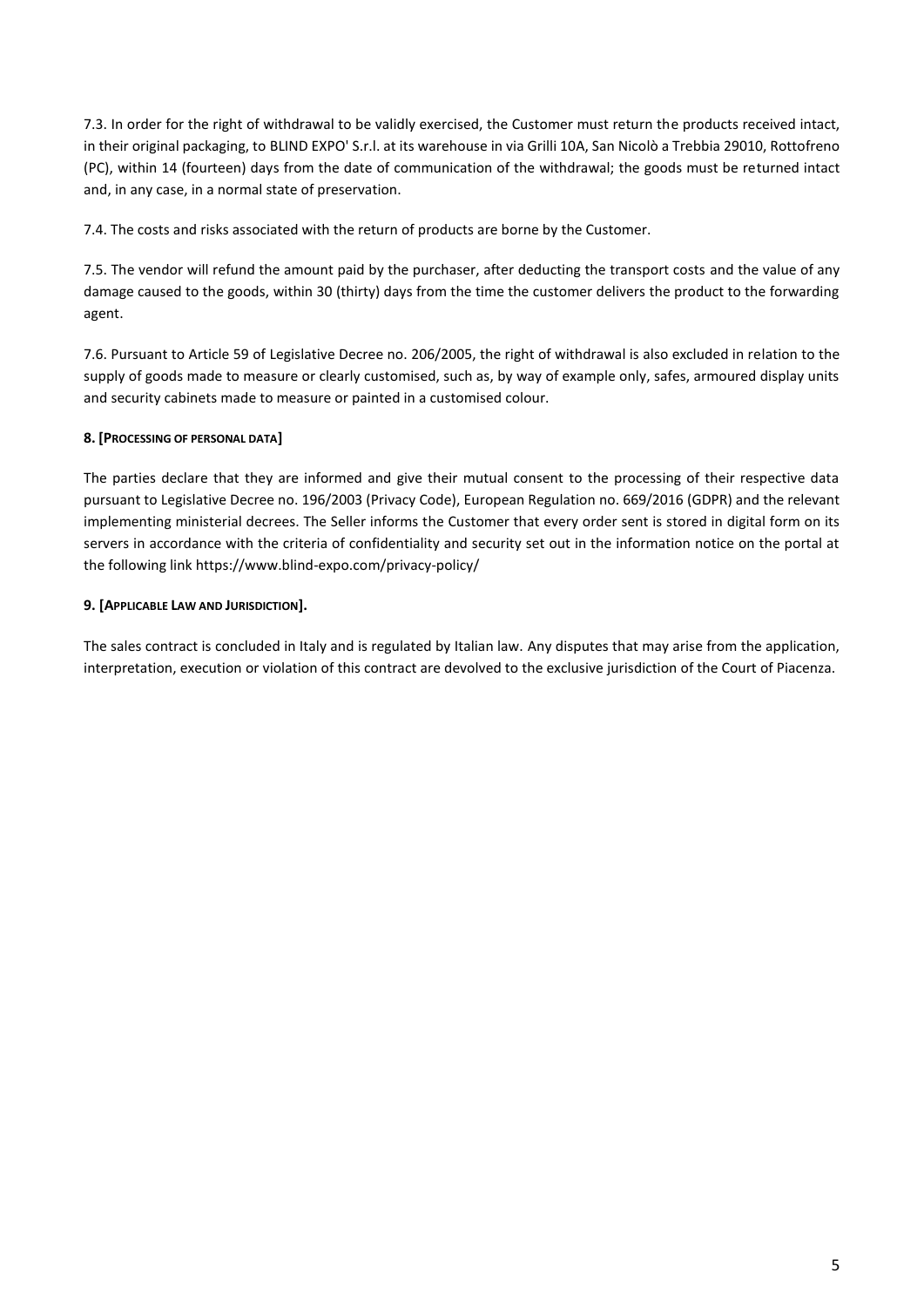7.3. In order for the right of withdrawal to be validly exercised, the Customer must return the products received intact, in their original packaging, to BLIND EXPO' S.r.l. at its warehouse in via Grilli 10A, San Nicolò a Trebbia 29010, Rottofreno (PC), within 14 (fourteen) days from the date of communication of the withdrawal; the goods must be returned intact and, in any case, in a normal state of preservation.

7.4. The costs and risks associated with the return of products are borne by the Customer.

7.5. The vendor will refund the amount paid by the purchaser, after deducting the transport costs and the value of any damage caused to the goods, within 30 (thirty) days from the time the customer delivers the product to the forwarding agent.

7.6. Pursuant to Article 59 of Legislative Decree no. 206/2005, the right of withdrawal is also excluded in relation to the supply of goods made to measure or clearly customised, such as, by way of example only, safes, armoured display units and security cabinets made to measure or painted in a customised colour.

**8. [PROCESSING OF PERSONAL DATA]**

The parties declare that they are informed and give their mutual consent to the processing of their respective data pursuant to Legislative Decree no. 196/2003 (Privacy Code), European Regulation no. 669/2016 (GDPR) and the relevant implementing ministerial decrees. The Seller informs the Customer that every order sent is stored in digital form on its servers in accordance with the criteria of confidentiality and security set out in the information notice on the portal at the following link https://www.blind-expo.com/privacy-policy/

**9. [APPLICABLE LAW AND JURISDICTION].**

The sales contract is concluded in Italy and is regulated by Italian law. Any disputes that may arise from the application, interpretation, execution or violation of this contract are devolved to the exclusive jurisdiction of the Court of Piacenza.